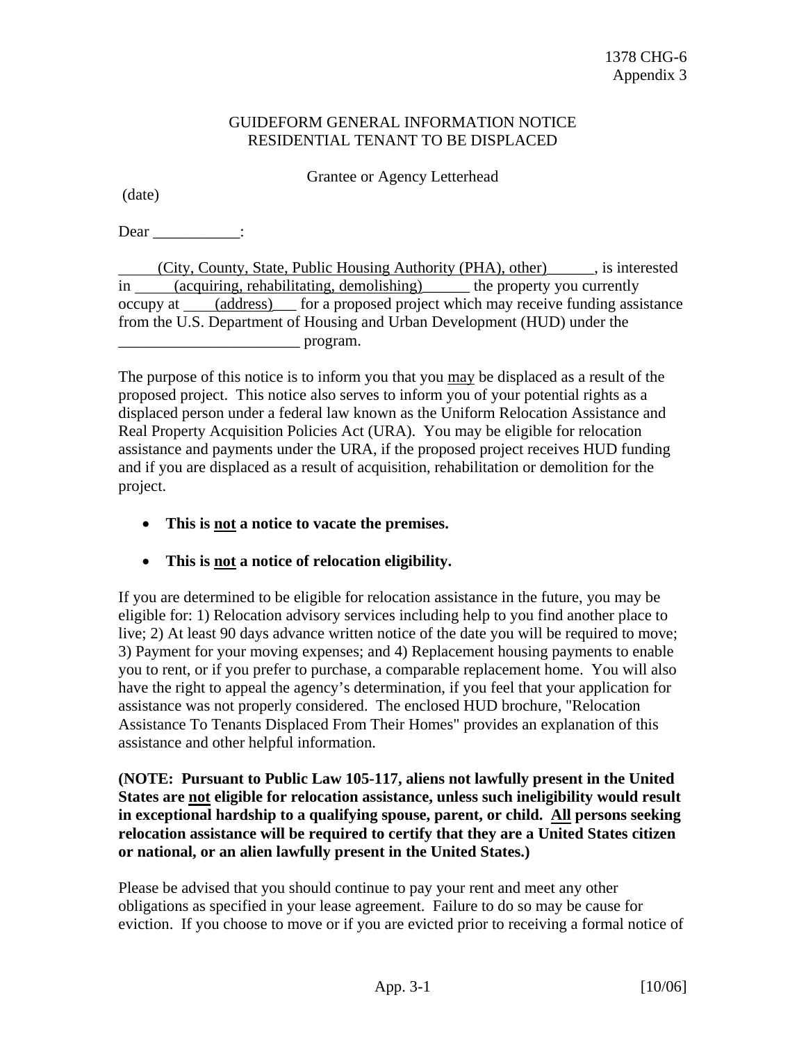1378 CHG-6
Appendix 3

# GUIDEFORM GENERAL INFORMATION NOTICE
# RESIDENTIAL TENANT TO BE DISPLACED

Grantee or Agency Letterhead

(date)

Dear ___________:

_____(City, County, State, Public Housing Authority (PHA), other)______, is interested in _____(acquiring, rehabilitating, demolishing)______ the property you currently occupy at ____(address)___ for a proposed project which may receive funding assistance from the U.S. Department of Housing and Urban Development (HUD) under the _______________________ program.

The purpose of this notice is to inform you that you may be displaced as a result of the proposed project. This notice also serves to inform you of your potential rights as a displaced person under a federal law known as the Uniform Relocation Assistance and Real Property Acquisition Policies Act (URA). You may be eligible for relocation assistance and payments under the URA, if the proposed project receives HUD funding and if you are displaced as a result of acquisition, rehabilitation or demolition for the project.

- **This is not a notice to vacate the premises.**
- **This is not a notice of relocation eligibility.**

If you are determined to be eligible for relocation assistance in the future, you may be eligible for: 1) Relocation advisory services including help to you find another place to live; 2) At least 90 days advance written notice of the date you will be required to move; 3) Payment for your moving expenses; and 4) Replacement housing payments to enable you to rent, or if you prefer to purchase, a comparable replacement home. You will also have the right to appeal the agency's determination, if you feel that your application for assistance was not properly considered. The enclosed HUD brochure, "Relocation Assistance To Tenants Displaced From Their Homes" provides an explanation of this assistance and other helpful information.

**(NOTE: Pursuant to Public Law 105-117, aliens not lawfully present in the United States are not eligible for relocation assistance, unless such ineligibility would result in exceptional hardship to a qualifying spouse, parent, or child. All persons seeking relocation assistance will be required to certify that they are a United States citizen or national, or an alien lawfully present in the United States.)**

Please be advised that you should continue to pay your rent and meet any other obligations as specified in your lease agreement. Failure to do so may be cause for eviction. If you choose to move or if you are evicted prior to receiving a formal notice of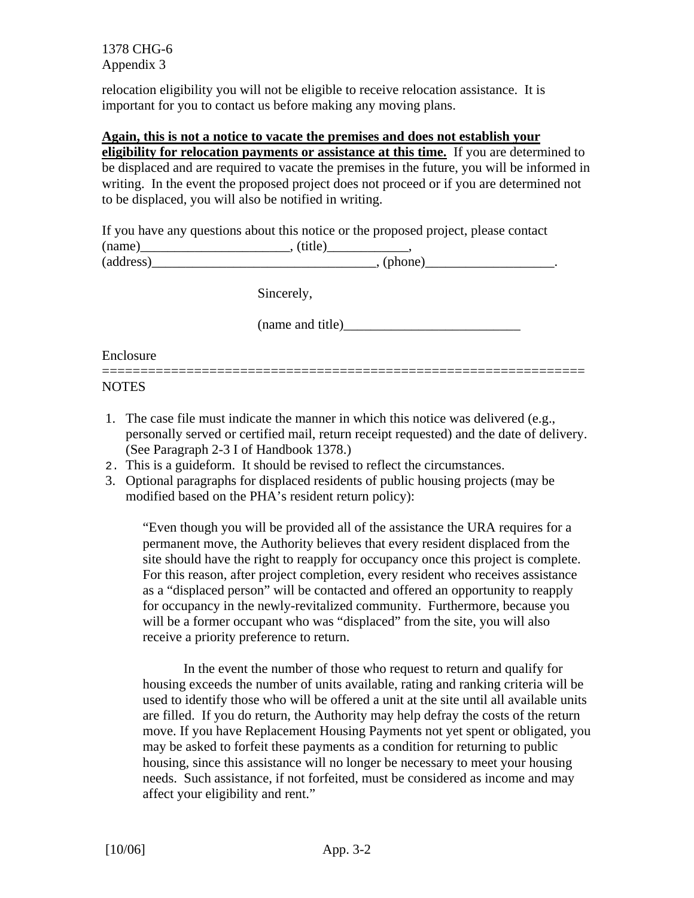relocation eligibility you will not be eligible to receive relocation assistance. It is important for you to contact us before making any moving plans.

**Again, this is not a notice to vacate the premises and does not establish your eligibility for relocation payments or assistance at this time.** If you are determined to be displaced and are required to vacate the premises in the future, you will be informed in writing. In the event the proposed project does not proceed or if you are determined not to be displaced, you will also be notified in writing.

If you have any questions about this notice or the proposed project, please contact (name)______________________, (title)____________, (address)_________________________________, (phone)___________________.

Sincerely,

(name and title)__________________________

Enclosure

==============================================================

NOTES

1. The case file must indicate the manner in which this notice was delivered (e.g., personally served or certified mail, return receipt requested) and the date of delivery. (See Paragraph 2-3 I of Handbook 1378.)
2. This is a guideform. It should be revised to reflect the circumstances.
3. Optional paragraphs for displaced residents of public housing projects (may be modified based on the PHA's resident return policy):

   "Even though you will be provided all of the assistance the URA requires for a permanent move, the Authority believes that every resident displaced from the site should have the right to reapply for occupancy once this project is complete. For this reason, after project completion, every resident who receives assistance as a "displaced person" will be contacted and offered an opportunity to reapply for occupancy in the newly-revitalized community. Furthermore, because you will be a former occupant who was "displaced" from the site, you will also receive a priority preference to return.

   In the event the number of those who request to return and qualify for housing exceeds the number of units available, rating and ranking criteria will be used to identify those who will be offered a unit at the site until all available units are filled. If you do return, the Authority may help defray the costs of the return move. If you have Replacement Housing Payments not yet spent or obligated, you may be asked to forfeit these payments as a condition for returning to public housing, since this assistance will no longer be necessary to meet your housing needs. Such assistance, if not forfeited, must be considered as income and may affect your eligibility and rent."